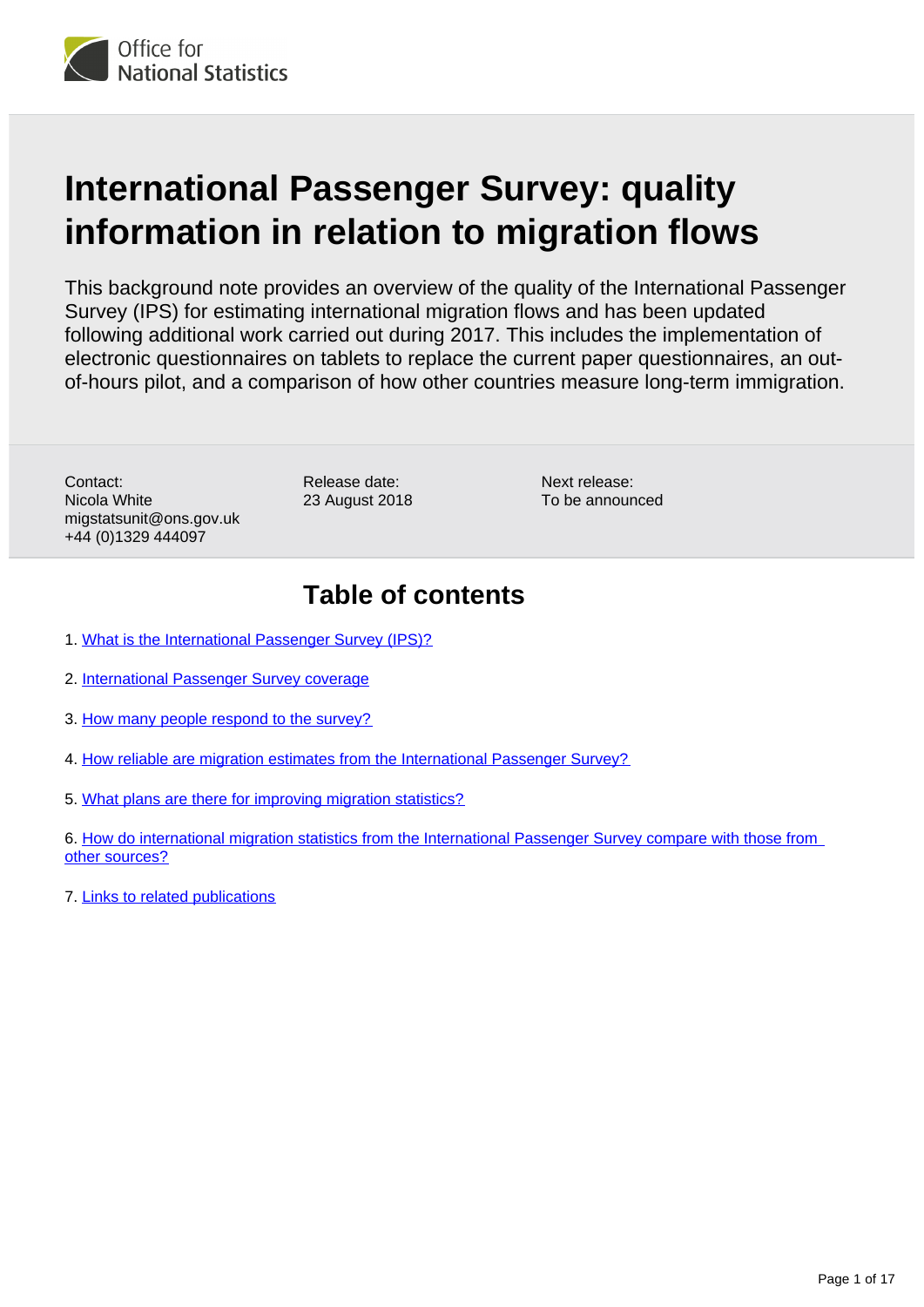Office for National Statistics

# International Passenger Survey: quality information in relation to migration flows

This background note provides an overview of the quality of the International Passenger Survey (IPS) for estimating international migration flows and has been updated following additional work carried out during 2017. This includes the implementation of electronic questionnaires on tablets to replace the current paper questionnaires, an out-of-hours pilot, and a comparison of how other countries measure long-term immigration.

Contact:
Nicola White
migstatsunit@ons.gov.uk
+44 (0)1329 444097

Release date:
23 August 2018

Next release:
To be announced

## Table of contents

1. What is the International Passenger Survey (IPS)?
2. International Passenger Survey coverage
3. How many people respond to the survey?
4. How reliable are migration estimates from the International Passenger Survey?
5. What plans are there for improving migration statistics?
6. How do international migration statistics from the International Passenger Survey compare with those from other sources?
7. Links to related publications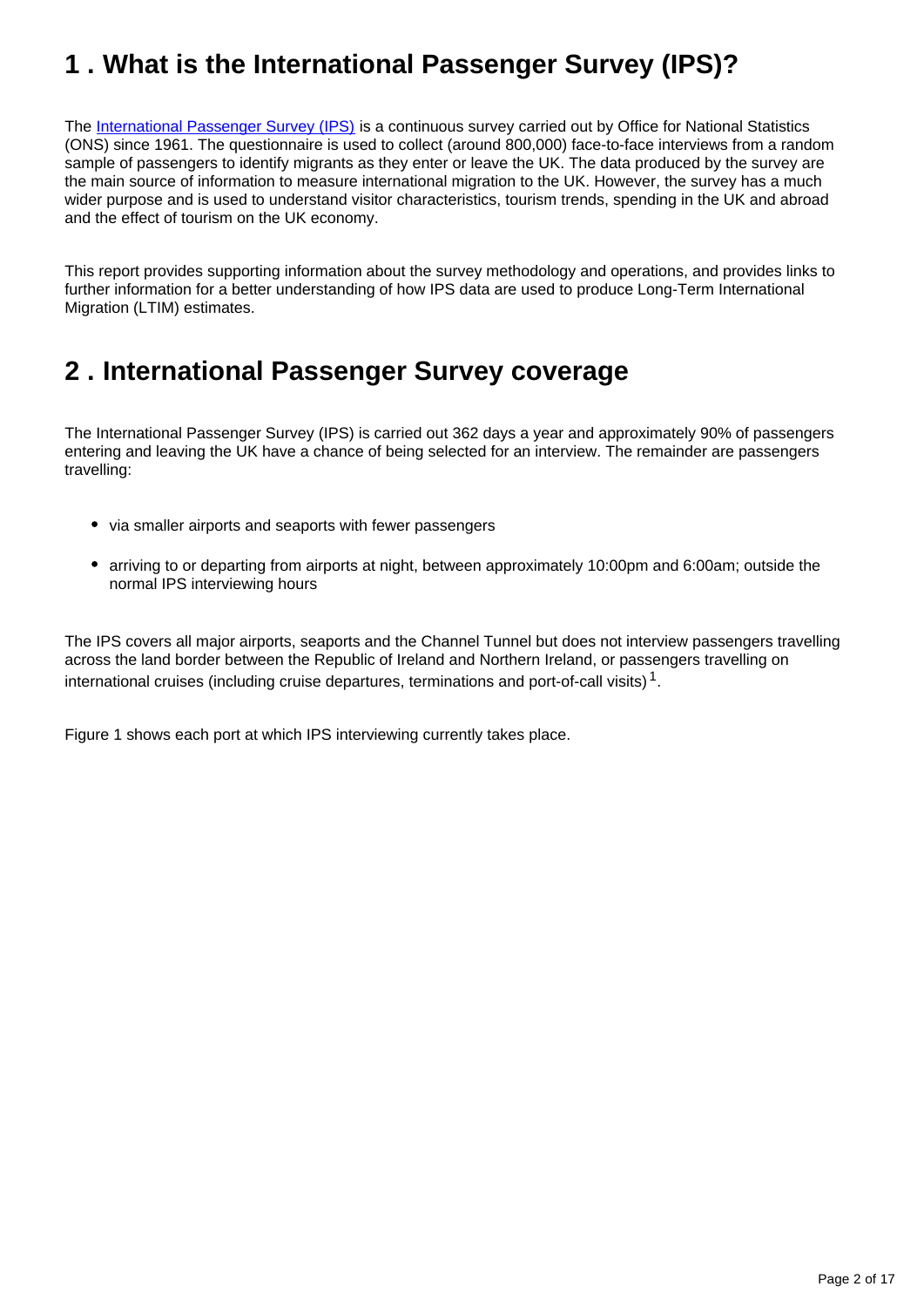## 1 . What is the International Passenger Survey (IPS)?

The International Passenger Survey (IPS) is a continuous survey carried out by Office for National Statistics (ONS) since 1961. The questionnaire is used to collect (around 800,000) face-to-face interviews from a random sample of passengers to identify migrants as they enter or leave the UK. The data produced by the survey are the main source of information to measure international migration to the UK. However, the survey has a much wider purpose and is used to understand visitor characteristics, tourism trends, spending in the UK and abroad and the effect of tourism on the UK economy.

This report provides supporting information about the survey methodology and operations, and provides links to further information for a better understanding of how IPS data are used to produce Long-Term International Migration (LTIM) estimates.

## 2 . International Passenger Survey coverage

The International Passenger Survey (IPS) is carried out 362 days a year and approximately 90% of passengers entering and leaving the UK have a chance of being selected for an interview. The remainder are passengers travelling:

- via smaller airports and seaports with fewer passengers
- arriving to or departing from airports at night, between approximately 10:00pm and 6:00am; outside the normal IPS interviewing hours

The IPS covers all major airports, seaports and the Channel Tunnel but does not interview passengers travelling across the land border between the Republic of Ireland and Northern Ireland, or passengers travelling on international cruises (including cruise departures, terminations and port-of-call visits)[1].

Figure 1 shows each port at which IPS interviewing currently takes place.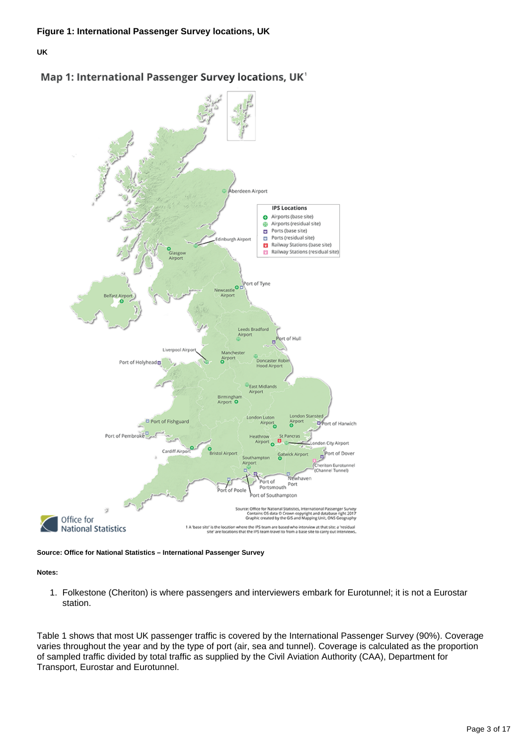**Figure 1: International Passenger Survey locations, UK**

**UK**

**Source: Office for National Statistics – International Passenger Survey**

**Notes:**

1. Folkestone (Cheriton) is where passengers and interviewers embark for Eurotunnel; it is not a Eurostar station.

Table 1 shows that most UK passenger traffic is covered by the International Passenger Survey (90%). Coverage varies throughout the year and by the type of port (air, sea and tunnel). Coverage is calculated as the proportion of sampled traffic divided by total traffic as supplied by the Civil Aviation Authority (CAA), Department for Transport, Eurostar and Eurotunnel.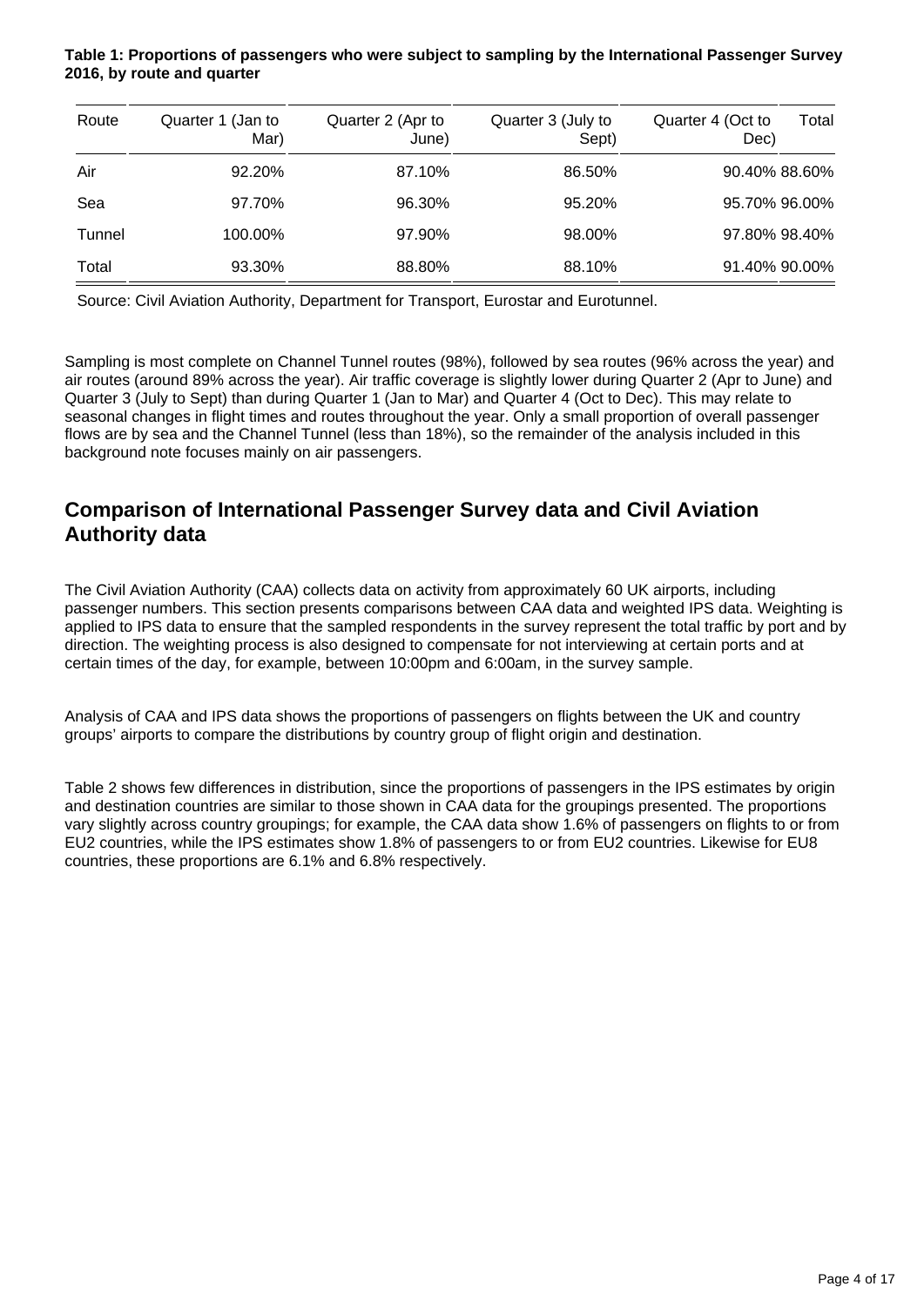**Table 1: Proportions of passengers who were subject to sampling by the International Passenger Survey 2016, by route and quarter**

| Route | Quarter 1 (Jan to Mar) | Quarter 2 (Apr to June) | Quarter 3 (July to Sept) | Quarter 4 (Oct to Dec) | Total |
|---|---|---|---|---|---|
| Air | 92.20% | 87.10% | 86.50% | 90.40% | 88.60% |
| Sea | 97.70% | 96.30% | 95.20% | 95.70% | 96.00% |
| Tunnel | 100.00% | 97.90% | 98.00% | 97.80% | 98.40% |
| Total | 93.30% | 88.80% | 88.10% | 91.40% | 90.00% |

Source: Civil Aviation Authority, Department for Transport, Eurostar and Eurotunnel.

Sampling is most complete on Channel Tunnel routes (98%), followed by sea routes (96% across the year) and air routes (around 89% across the year). Air traffic coverage is slightly lower during Quarter 2 (Apr to June) and Quarter 3 (July to Sept) than during Quarter 1 (Jan to Mar) and Quarter 4 (Oct to Dec). This may relate to seasonal changes in flight times and routes throughout the year. Only a small proportion of overall passenger flows are by sea and the Channel Tunnel (less than 18%), so the remainder of the analysis included in this background note focuses mainly on air passengers.

## Comparison of International Passenger Survey data and Civil Aviation Authority data

The Civil Aviation Authority (CAA) collects data on activity from approximately 60 UK airports, including passenger numbers. This section presents comparisons between CAA data and weighted IPS data. Weighting is applied to IPS data to ensure that the sampled respondents in the survey represent the total traffic by port and by direction. The weighting process is also designed to compensate for not interviewing at certain ports and at certain times of the day, for example, between 10:00pm and 6:00am, in the survey sample.

Analysis of CAA and IPS data shows the proportions of passengers on flights between the UK and country groups' airports to compare the distributions by country group of flight origin and destination.

Table 2 shows few differences in distribution, since the proportions of passengers in the IPS estimates by origin and destination countries are similar to those shown in CAA data for the groupings presented. The proportions vary slightly across country groupings; for example, the CAA data show 1.6% of passengers on flights to or from EU2 countries, while the IPS estimates show 1.8% of passengers to or from EU2 countries. Likewise for EU8 countries, these proportions are 6.1% and 6.8% respectively.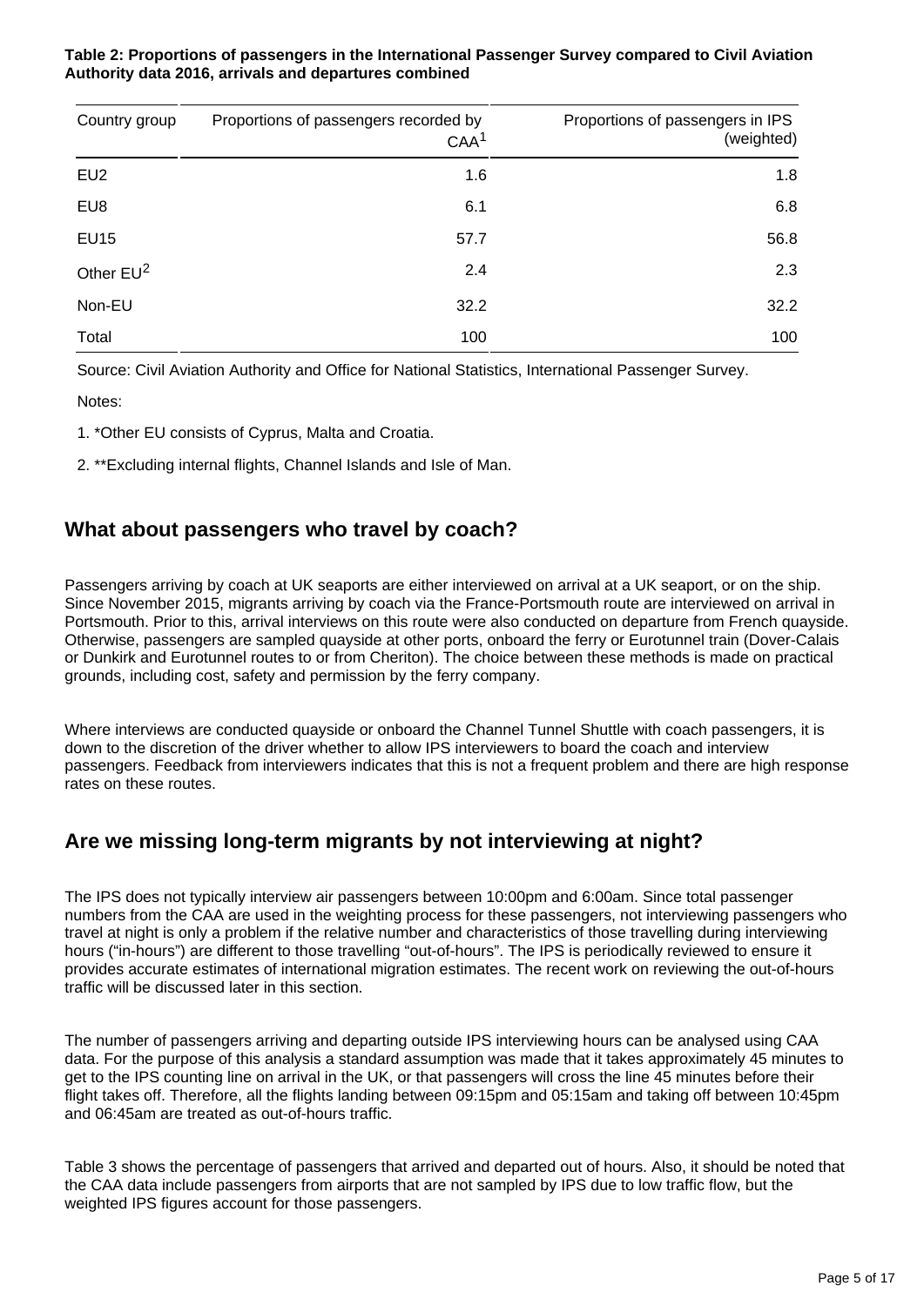**Table 2: Proportions of passengers in the International Passenger Survey compared to Civil Aviation Authority data 2016, arrivals and departures combined**

| Country group | Proportions of passengers recorded by CAA[1] | Proportions of passengers in IPS (weighted) |
|---|---|---|
| EU2 | 1.6 | 1.8 |
| EU8 | 6.1 | 6.8 |
| EU15 | 57.7 | 56.8 |
| Other EU[2] | 2.4 | 2.3 |
| Non-EU | 32.2 | 32.2 |
| Total | 100 | 100 |

Source: Civil Aviation Authority and Office for National Statistics, International Passenger Survey.

Notes:

1. *Other EU consists of Cyprus, Malta and Croatia.

2. **Excluding internal flights, Channel Islands and Isle of Man.

## What about passengers who travel by coach?

Passengers arriving by coach at UK seaports are either interviewed on arrival at a UK seaport, or on the ship. Since November 2015, migrants arriving by coach via the France-Portsmouth route are interviewed on arrival in Portsmouth. Prior to this, arrival interviews on this route were also conducted on departure from French quayside. Otherwise, passengers are sampled quayside at other ports, onboard the ferry or Eurotunnel train (Dover-Calais or Dunkirk and Eurotunnel routes to or from Cheriton). The choice between these methods is made on practical grounds, including cost, safety and permission by the ferry company.

Where interviews are conducted quayside or onboard the Channel Tunnel Shuttle with coach passengers, it is down to the discretion of the driver whether to allow IPS interviewers to board the coach and interview passengers. Feedback from interviewers indicates that this is not a frequent problem and there are high response rates on these routes.

## Are we missing long-term migrants by not interviewing at night?

The IPS does not typically interview air passengers between 10:00pm and 6:00am. Since total passenger numbers from the CAA are used in the weighting process for these passengers, not interviewing passengers who travel at night is only a problem if the relative number and characteristics of those travelling during interviewing hours ("in-hours") are different to those travelling "out-of-hours". The IPS is periodically reviewed to ensure it provides accurate estimates of international migration estimates. The recent work on reviewing the out-of-hours traffic will be discussed later in this section.

The number of passengers arriving and departing outside IPS interviewing hours can be analysed using CAA data. For the purpose of this analysis a standard assumption was made that it takes approximately 45 minutes to get to the IPS counting line on arrival in the UK, or that passengers will cross the line 45 minutes before their flight takes off. Therefore, all the flights landing between 09:15pm and 05:15am and taking off between 10:45pm and 06:45am are treated as out-of-hours traffic.

Table 3 shows the percentage of passengers that arrived and departed out of hours. Also, it should be noted that the CAA data include passengers from airports that are not sampled by IPS due to low traffic flow, but the weighted IPS figures account for those passengers.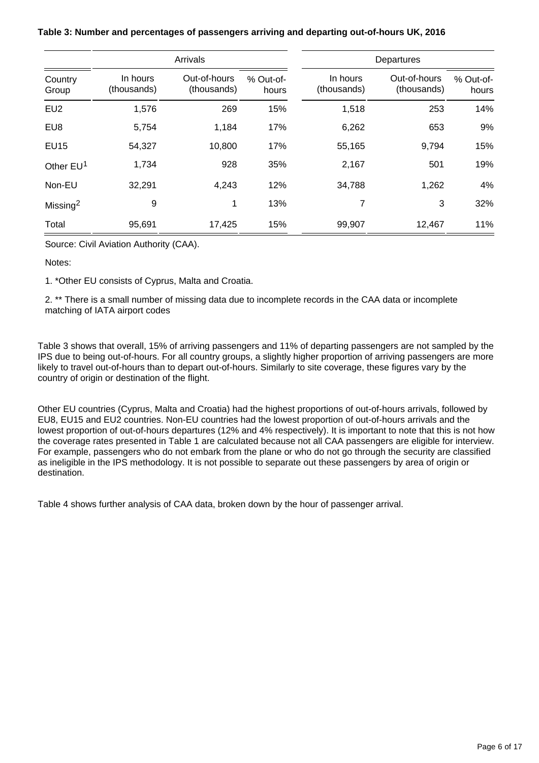**Table 3: Number and percentages of passengers arriving and departing out-of-hours UK, 2016**

| | Arrivals | | | Departures | | |
|---|---|---|---|---|---|---|
| Country Group | In hours (thousands) | Out-of-hours (thousands) | % Out-of-hours | In hours (thousands) | Out-of-hours (thousands) | % Out-of-hours |
| EU2 | 1,576 | 269 | 15% | 1,518 | 253 | 14% |
| EU8 | 5,754 | 1,184 | 17% | 6,262 | 653 | 9% |
| EU15 | 54,327 | 10,800 | 17% | 55,165 | 9,794 | 15% |
| Other EU[1] | 1,734 | 928 | 35% | 2,167 | 501 | 19% |
| Non-EU | 32,291 | 4,243 | 12% | 34,788 | 1,262 | 4% |
| Missing[2] | 9 | 1 | 13% | 7 | 3 | 32% |
| Total | 95,691 | 17,425 | 15% | 99,907 | 12,467 | 11% |

Source: Civil Aviation Authority (CAA).

Notes:

1. *Other EU consists of Cyprus, Malta and Croatia.

2. ** There is a small number of missing data due to incomplete records in the CAA data or incomplete matching of IATA airport codes

Table 3 shows that overall, 15% of arriving passengers and 11% of departing passengers are not sampled by the IPS due to being out-of-hours. For all country groups, a slightly higher proportion of arriving passengers are more likely to travel out-of-hours than to depart out-of-hours. Similarly to site coverage, these figures vary by the country of origin or destination of the flight.

Other EU countries (Cyprus, Malta and Croatia) had the highest proportions of out-of-hours arrivals, followed by EU8, EU15 and EU2 countries. Non-EU countries had the lowest proportion of out-of-hours arrivals and the lowest proportion of out-of-hours departures (12% and 4% respectively). It is important to note that this is not how the coverage rates presented in Table 1 are calculated because not all CAA passengers are eligible for interview. For example, passengers who do not embark from the plane or who do not go through the security are classified as ineligible in the IPS methodology. It is not possible to separate out these passengers by area of origin or destination.

Table 4 shows further analysis of CAA data, broken down by the hour of passenger arrival.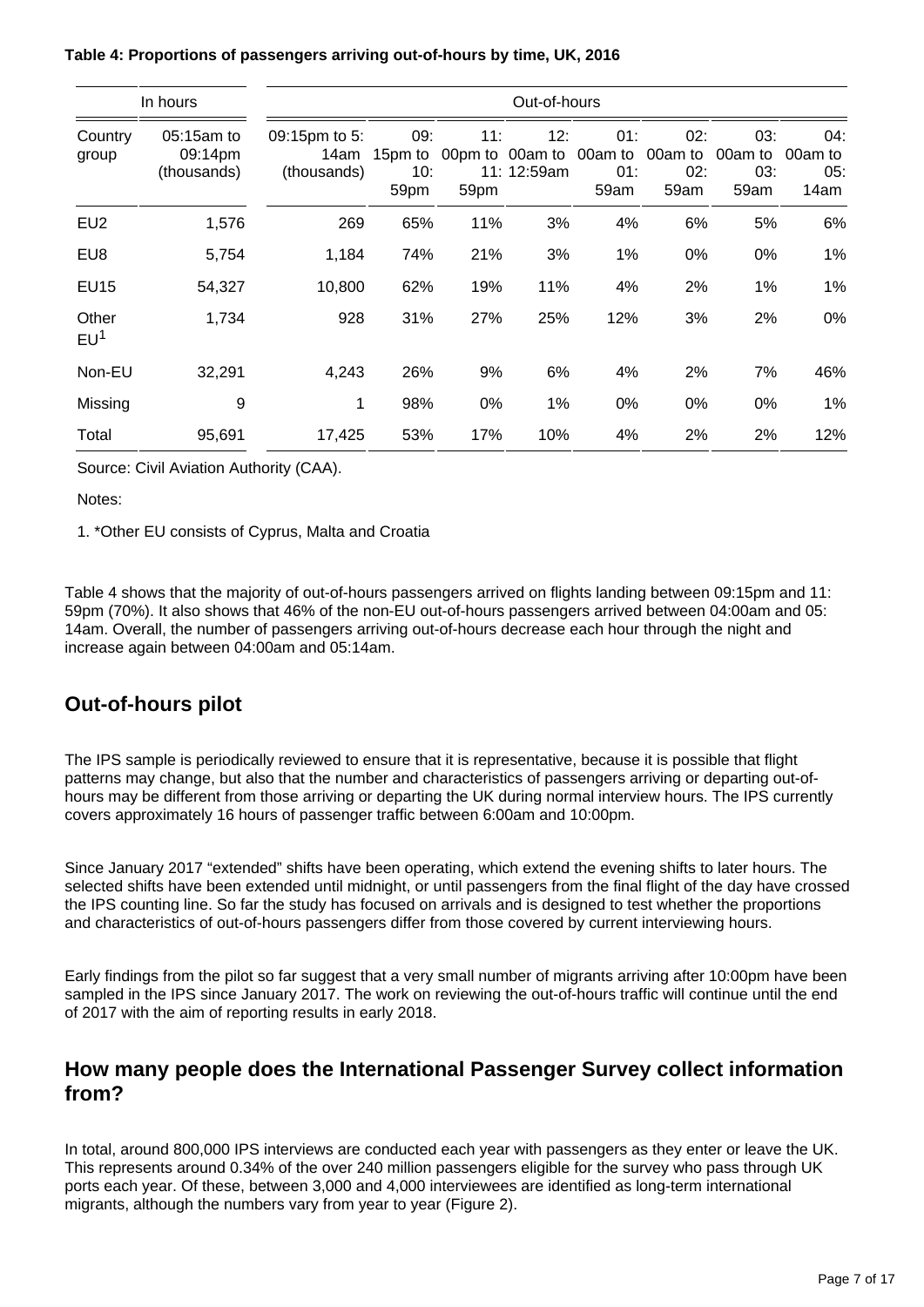**Table 4: Proportions of passengers arriving out-of-hours by time, UK, 2016**

| | In hours | Out-of-hours | | | | | | | |
|---|---|---|---|---|---|---|---|---|---|
| Country group | 05:15am to 09:14pm (thousands) | 09:15pm to 5:14am (thousands) | 09:15pm to 10:59pm | 11:00pm to 11:59pm | 12:00am to 12:59am | 01:00am to 01:59am | 02:00am to 02:59am | 03:00am to 03:59am | 04:00am to 05:14am |
| EU2 | 1,576 | 269 | 65% | 11% | 3% | 4% | 6% | 5% | 6% |
| EU8 | 5,754 | 1,184 | 74% | 21% | 3% | 1% | 0% | 0% | 1% |
| EU15 | 54,327 | 10,800 | 62% | 19% | 11% | 4% | 2% | 1% | 1% |
| Other EU[1] | 1,734 | 928 | 31% | 27% | 25% | 12% | 3% | 2% | 0% |
| Non-EU | 32,291 | 4,243 | 26% | 9% | 6% | 4% | 2% | 7% | 46% |
| Missing | 9 | 1 | 98% | 0% | 1% | 0% | 0% | 0% | 1% |
| Total | 95,691 | 17,425 | 53% | 17% | 10% | 4% | 2% | 2% | 12% |

Source: Civil Aviation Authority (CAA).

Notes:

1. *Other EU consists of Cyprus, Malta and Croatia

Table 4 shows that the majority of out-of-hours passengers arrived on flights landing between 09:15pm and 11:59pm (70%). It also shows that 46% of the non-EU out-of-hours passengers arrived between 04:00am and 05:14am. Overall, the number of passengers arriving out-of-hours decrease each hour through the night and increase again between 04:00am and 05:14am.

## Out-of-hours pilot

The IPS sample is periodically reviewed to ensure that it is representative, because it is possible that flight patterns may change, but also that the number and characteristics of passengers arriving or departing out-of-hours may be different from those arriving or departing the UK during normal interview hours. The IPS currently covers approximately 16 hours of passenger traffic between 6:00am and 10:00pm.

Since January 2017 "extended" shifts have been operating, which extend the evening shifts to later hours. The selected shifts have been extended until midnight, or until passengers from the final flight of the day have crossed the IPS counting line. So far the study has focused on arrivals and is designed to test whether the proportions and characteristics of out-of-hours passengers differ from those covered by current interviewing hours.

Early findings from the pilot so far suggest that a very small number of migrants arriving after 10:00pm have been sampled in the IPS since January 2017. The work on reviewing the out-of-hours traffic will continue until the end of 2017 with the aim of reporting results in early 2018.

## How many people does the International Passenger Survey collect information from?

In total, around 800,000 IPS interviews are conducted each year with passengers as they enter or leave the UK. This represents around 0.34% of the over 240 million passengers eligible for the survey who pass through UK ports each year. Of these, between 3,000 and 4,000 interviewees are identified as long-term international migrants, although the numbers vary from year to year (Figure 2).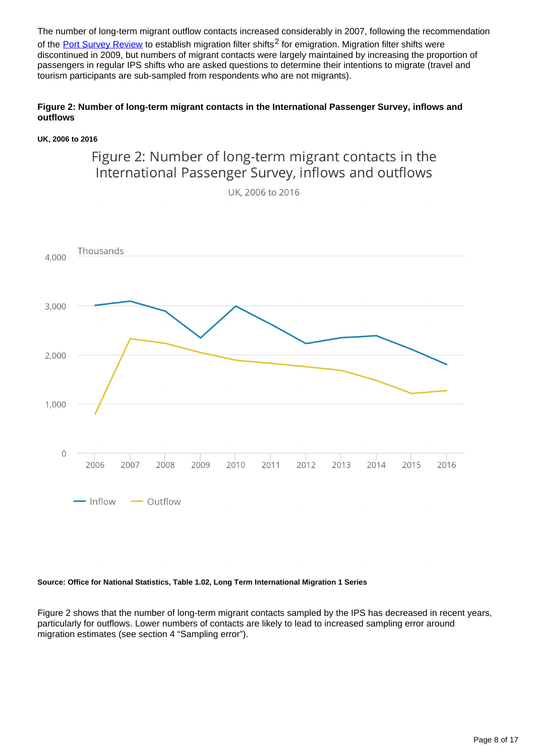The number of long-term migrant outflow contacts increased considerably in 2007, following the recommendation of the Port Survey Review to establish migration filter shifts[2] for emigration. Migration filter shifts were discontinued in 2009, but numbers of migrant contacts were largely maintained by increasing the proportion of passengers in regular IPS shifts who are asked questions to determine their intentions to migrate (travel and tourism participants are sub-sampled from respondents who are not migrants).

**Figure 2: Number of long-term migrant contacts in the International Passenger Survey, inflows and outflows**

**UK, 2006 to 2016**

**Source: Office for National Statistics, Table 1.02, Long Term International Migration 1 Series**

Figure 2 shows that the number of long-term migrant contacts sampled by the IPS has decreased in recent years, particularly for outflows. Lower numbers of contacts are likely to lead to increased sampling error around migration estimates (see section 4 "Sampling error").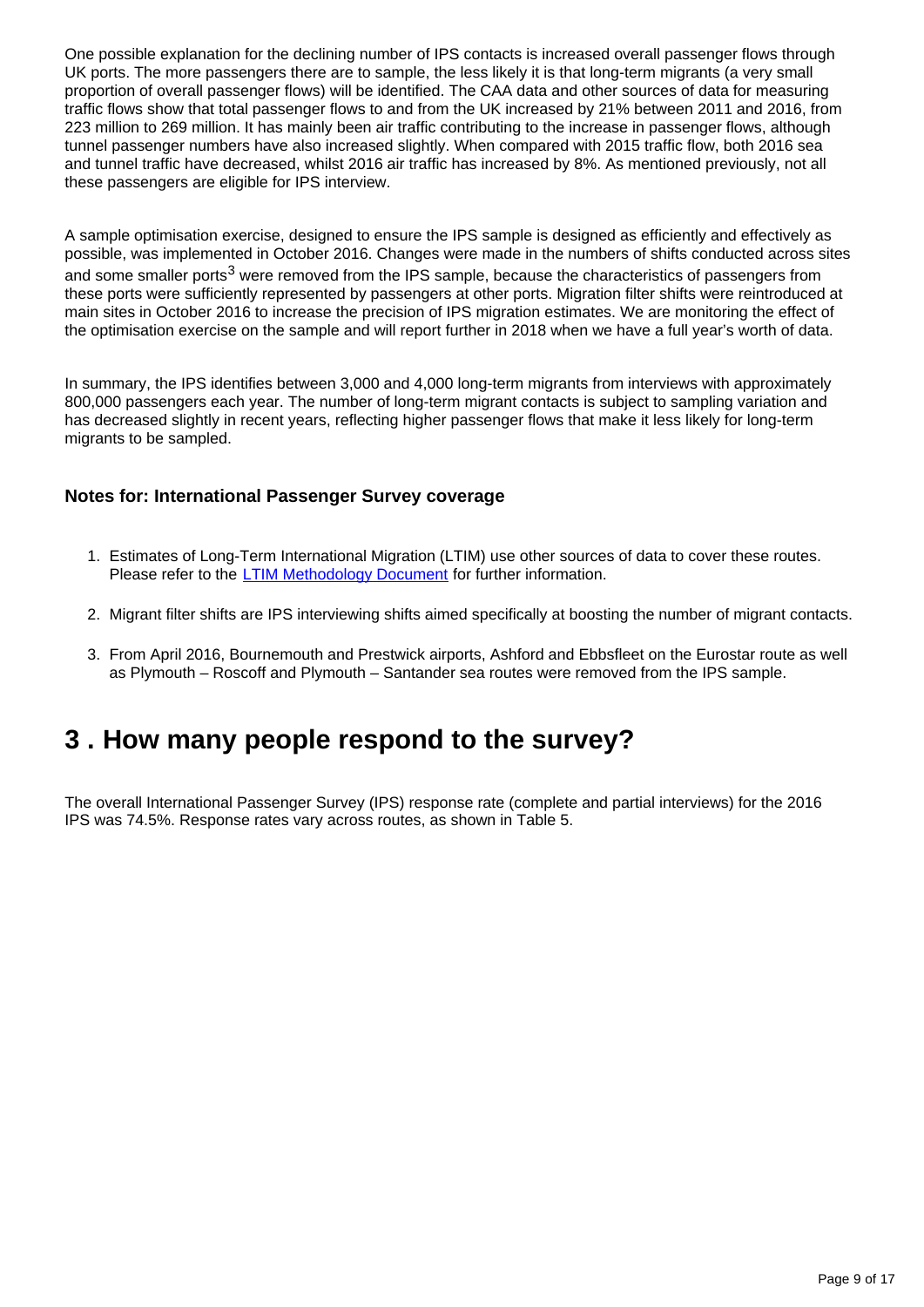One possible explanation for the declining number of IPS contacts is increased overall passenger flows through UK ports. The more passengers there are to sample, the less likely it is that long-term migrants (a very small proportion of overall passenger flows) will be identified. The CAA data and other sources of data for measuring traffic flows show that total passenger flows to and from the UK increased by 21% between 2011 and 2016, from 223 million to 269 million. It has mainly been air traffic contributing to the increase in passenger flows, although tunnel passenger numbers have also increased slightly. When compared with 2015 traffic flow, both 2016 sea and tunnel traffic have decreased, whilst 2016 air traffic has increased by 8%. As mentioned previously, not all these passengers are eligible for IPS interview.

A sample optimisation exercise, designed to ensure the IPS sample is designed as efficiently and effectively as possible, was implemented in October 2016. Changes were made in the numbers of shifts conducted across sites and some smaller ports[3] were removed from the IPS sample, because the characteristics of passengers from these ports were sufficiently represented by passengers at other ports. Migration filter shifts were reintroduced at main sites in October 2016 to increase the precision of IPS migration estimates. We are monitoring the effect of the optimisation exercise on the sample and will report further in 2018 when we have a full year's worth of data.

In summary, the IPS identifies between 3,000 and 4,000 long-term migrants from interviews with approximately 800,000 passengers each year. The number of long-term migrant contacts is subject to sampling variation and has decreased slightly in recent years, reflecting higher passenger flows that make it less likely for long-term migrants to be sampled.

### Notes for: International Passenger Survey coverage

1. Estimates of Long-Term International Migration (LTIM) use other sources of data to cover these routes. Please refer to the [LTIM Methodology Document](#) for further information.
2. Migrant filter shifts are IPS interviewing shifts aimed specifically at boosting the number of migrant contacts.
3. From April 2016, Bournemouth and Prestwick airports, Ashford and Ebbsfleet on the Eurostar route as well as Plymouth – Roscoff and Plymouth – Santander sea routes were removed from the IPS sample.

## 3 . How many people respond to the survey?

The overall International Passenger Survey (IPS) response rate (complete and partial interviews) for the 2016 IPS was 74.5%. Response rates vary across routes, as shown in Table 5.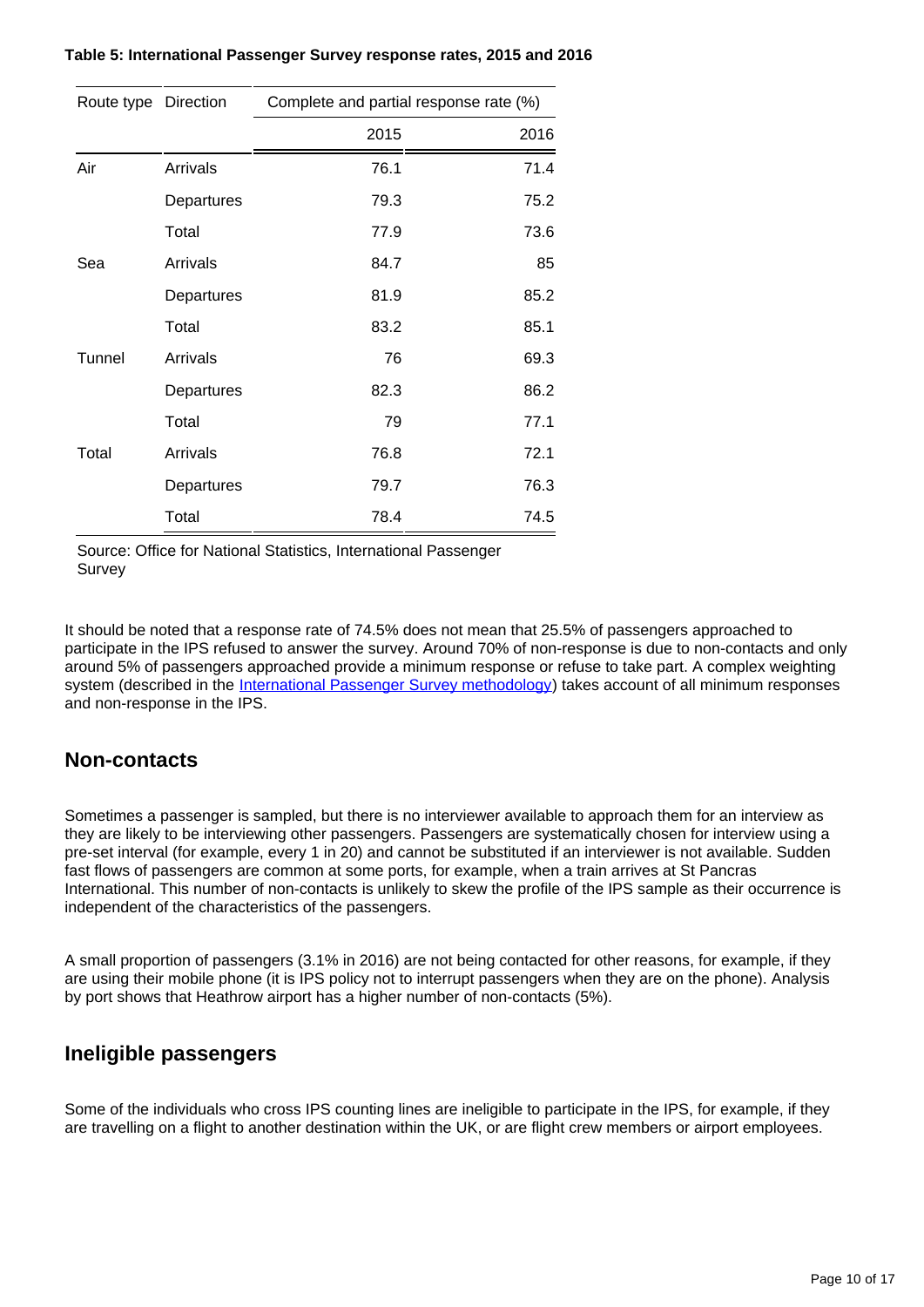**Table 5: International Passenger Survey response rates, 2015 and 2016**

| Route type | Direction | Complete and partial response rate (%) | |
|---|---|---|---|
| | | 2015 | 2016 |
| Air | Arrivals | 76.1 | 71.4 |
| | Departures | 79.3 | 75.2 |
| | Total | 77.9 | 73.6 |
| Sea | Arrivals | 84.7 | 85 |
| | Departures | 81.9 | 85.2 |
| | Total | 83.2 | 85.1 |
| Tunnel | Arrivals | 76 | 69.3 |
| | Departures | 82.3 | 86.2 |
| | Total | 79 | 77.1 |
| Total | Arrivals | 76.8 | 72.1 |
| | Departures | 79.7 | 76.3 |
| | Total | 78.4 | 74.5 |

Source: Office for National Statistics, International Passenger Survey

It should be noted that a response rate of 74.5% does not mean that 25.5% of passengers approached to participate in the IPS refused to answer the survey. Around 70% of non-response is due to non-contacts and only around 5% of passengers approached provide a minimum response or refuse to take part. A complex weighting system (described in the International Passenger Survey methodology) takes account of all minimum responses and non-response in the IPS.

## Non-contacts

Sometimes a passenger is sampled, but there is no interviewer available to approach them for an interview as they are likely to be interviewing other passengers. Passengers are systematically chosen for interview using a pre-set interval (for example, every 1 in 20) and cannot be substituted if an interviewer is not available. Sudden fast flows of passengers are common at some ports, for example, when a train arrives at St Pancras International. This number of non-contacts is unlikely to skew the profile of the IPS sample as their occurrence is independent of the characteristics of the passengers.

A small proportion of passengers (3.1% in 2016) are not being contacted for other reasons, for example, if they are using their mobile phone (it is IPS policy not to interrupt passengers when they are on the phone). Analysis by port shows that Heathrow airport has a higher number of non-contacts (5%).

## Ineligible passengers

Some of the individuals who cross IPS counting lines are ineligible to participate in the IPS, for example, if they are travelling on a flight to another destination within the UK, or are flight crew members or airport employees.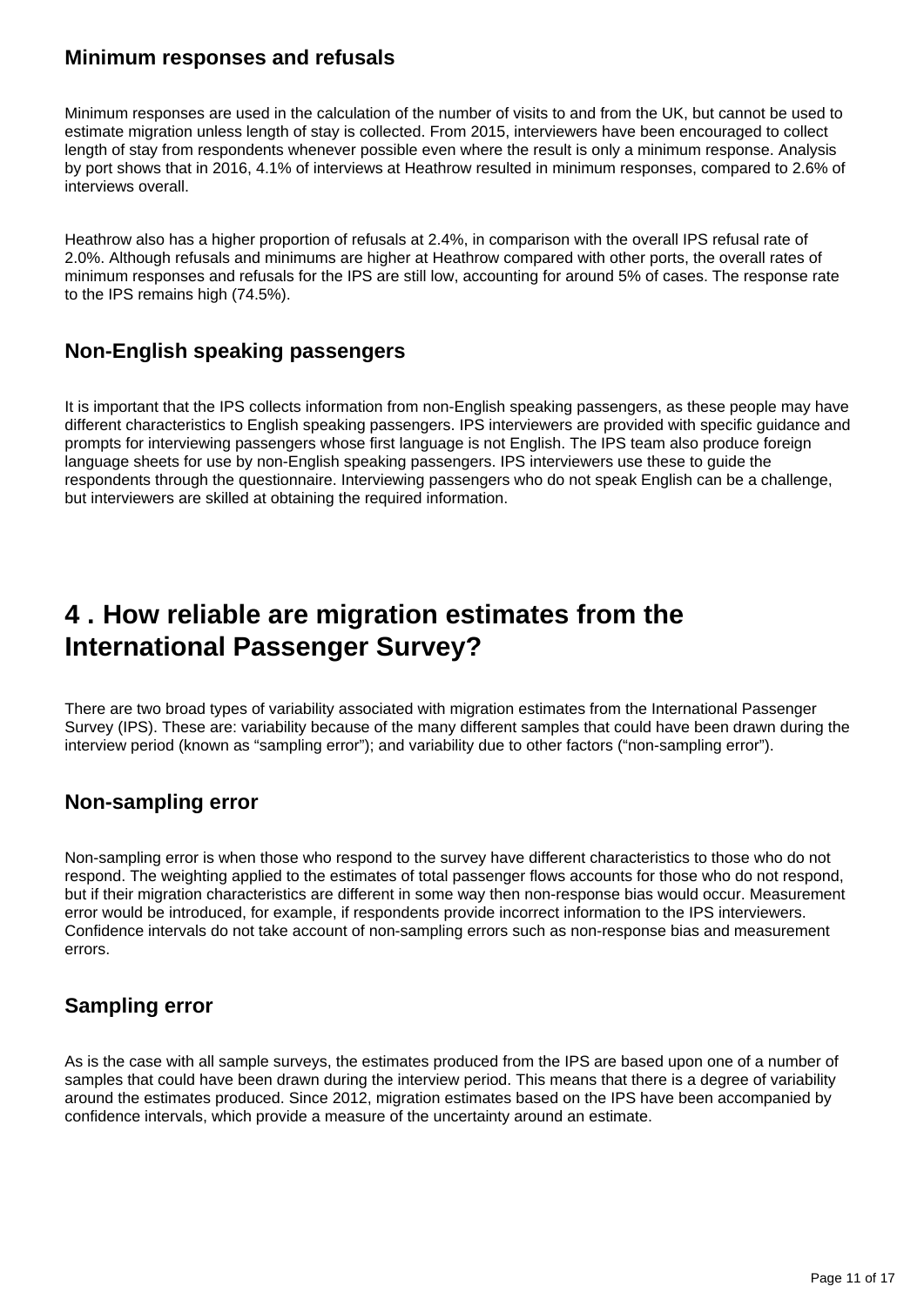### Minimum responses and refusals

Minimum responses are used in the calculation of the number of visits to and from the UK, but cannot be used to estimate migration unless length of stay is collected. From 2015, interviewers have been encouraged to collect length of stay from respondents whenever possible even where the result is only a minimum response. Analysis by port shows that in 2016, 4.1% of interviews at Heathrow resulted in minimum responses, compared to 2.6% of interviews overall.

Heathrow also has a higher proportion of refusals at 2.4%, in comparison with the overall IPS refusal rate of 2.0%. Although refusals and minimums are higher at Heathrow compared with other ports, the overall rates of minimum responses and refusals for the IPS are still low, accounting for around 5% of cases. The response rate to the IPS remains high (74.5%).

### Non-English speaking passengers

It is important that the IPS collects information from non-English speaking passengers, as these people may have different characteristics to English speaking passengers. IPS interviewers are provided with specific guidance and prompts for interviewing passengers whose first language is not English. The IPS team also produce foreign language sheets for use by non-English speaking passengers. IPS interviewers use these to guide the respondents through the questionnaire. Interviewing passengers who do not speak English can be a challenge, but interviewers are skilled at obtaining the required information.

## 4 . How reliable are migration estimates from the International Passenger Survey?

There are two broad types of variability associated with migration estimates from the International Passenger Survey (IPS). These are: variability because of the many different samples that could have been drawn during the interview period (known as “sampling error”); and variability due to other factors (“non-sampling error”).

### Non-sampling error

Non-sampling error is when those who respond to the survey have different characteristics to those who do not respond. The weighting applied to the estimates of total passenger flows accounts for those who do not respond, but if their migration characteristics are different in some way then non-response bias would occur. Measurement error would be introduced, for example, if respondents provide incorrect information to the IPS interviewers. Confidence intervals do not take account of non-sampling errors such as non-response bias and measurement errors.

### Sampling error

As is the case with all sample surveys, the estimates produced from the IPS are based upon one of a number of samples that could have been drawn during the interview period. This means that there is a degree of variability around the estimates produced. Since 2012, migration estimates based on the IPS have been accompanied by confidence intervals, which provide a measure of the uncertainty around an estimate.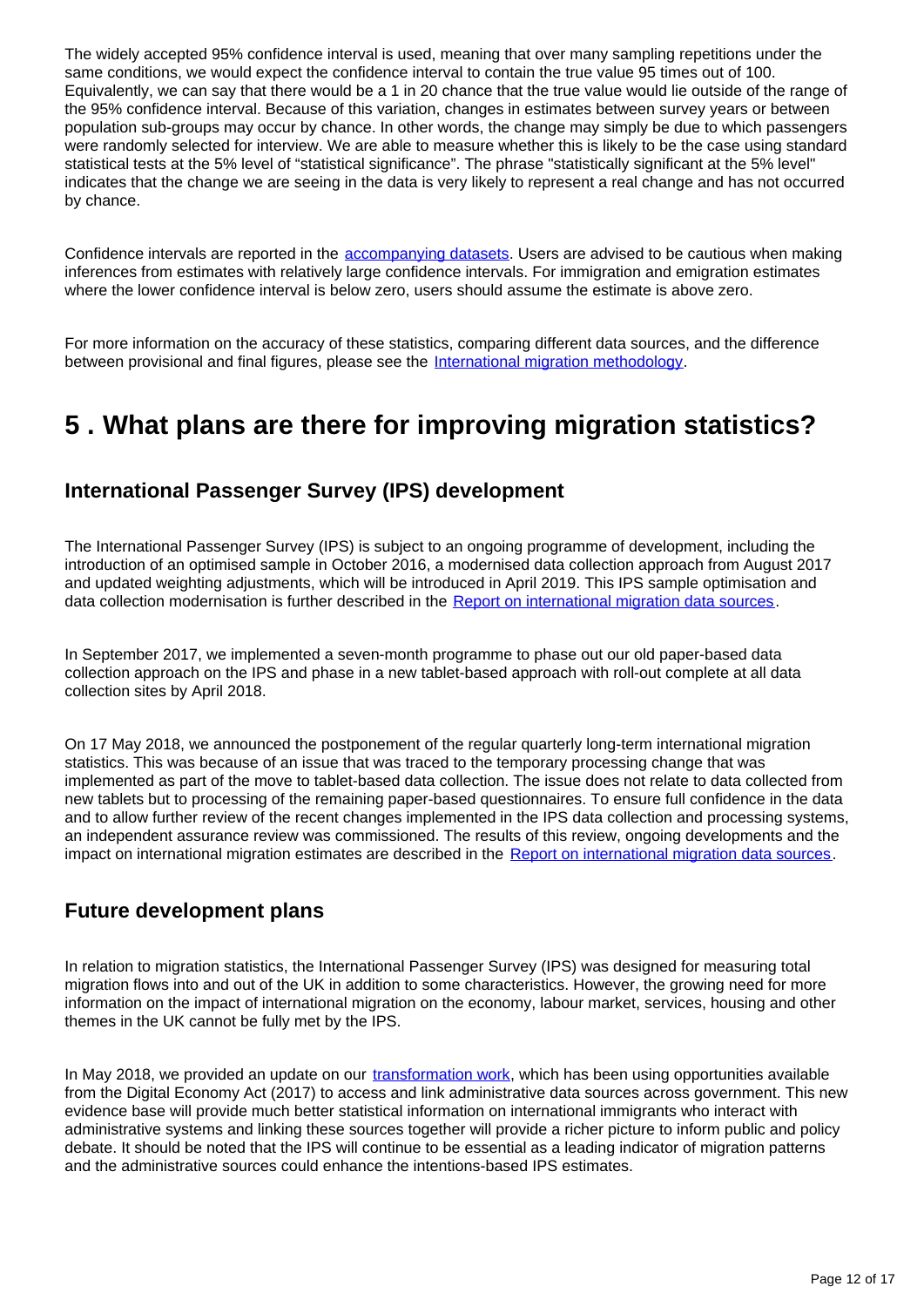The widely accepted 95% confidence interval is used, meaning that over many sampling repetitions under the same conditions, we would expect the confidence interval to contain the true value 95 times out of 100. Equivalently, we can say that there would be a 1 in 20 chance that the true value would lie outside of the range of the 95% confidence interval. Because of this variation, changes in estimates between survey years or between population sub-groups may occur by chance. In other words, the change may simply be due to which passengers were randomly selected for interview. We are able to measure whether this is likely to be the case using standard statistical tests at the 5% level of "statistical significance". The phrase "statistically significant at the 5% level" indicates that the change we are seeing in the data is very likely to represent a real change and has not occurred by chance.

Confidence intervals are reported in the [accompanying datasets](). Users are advised to be cautious when making inferences from estimates with relatively large confidence intervals. For immigration and emigration estimates where the lower confidence interval is below zero, users should assume the estimate is above zero.

For more information on the accuracy of these statistics, comparing different data sources, and the difference between provisional and final figures, please see the [International migration methodology]().

# 5 . What plans are there for improving migration statistics?

## International Passenger Survey (IPS) development

The International Passenger Survey (IPS) is subject to an ongoing programme of development, including the introduction of an optimised sample in October 2016, a modernised data collection approach from August 2017 and updated weighting adjustments, which will be introduced in April 2019. This IPS sample optimisation and data collection modernisation is further described in the [Report on international migration data sources]().

In September 2017, we implemented a seven-month programme to phase out our old paper-based data collection approach on the IPS and phase in a new tablet-based approach with roll-out complete at all data collection sites by April 2018.

On 17 May 2018, we announced the postponement of the regular quarterly long-term international migration statistics. This was because of an issue that was traced to the temporary processing change that was implemented as part of the move to tablet-based data collection. The issue does not relate to data collected from new tablets but to processing of the remaining paper-based questionnaires. To ensure full confidence in the data and to allow further review of the recent changes implemented in the IPS data collection and processing systems, an independent assurance review was commissioned. The results of this review, ongoing developments and the impact on international migration estimates are described in the [Report on international migration data sources]().

## Future development plans

In relation to migration statistics, the International Passenger Survey (IPS) was designed for measuring total migration flows into and out of the UK in addition to some characteristics. However, the growing need for more information on the impact of international migration on the economy, labour market, services, housing and other themes in the UK cannot be fully met by the IPS.

In May 2018, we provided an update on our [transformation work](), which has been using opportunities available from the Digital Economy Act (2017) to access and link administrative data sources across government. This new evidence base will provide much better statistical information on international immigrants who interact with administrative systems and linking these sources together will provide a richer picture to inform public and policy debate. It should be noted that the IPS will continue to be essential as a leading indicator of migration patterns and the administrative sources could enhance the intentions-based IPS estimates.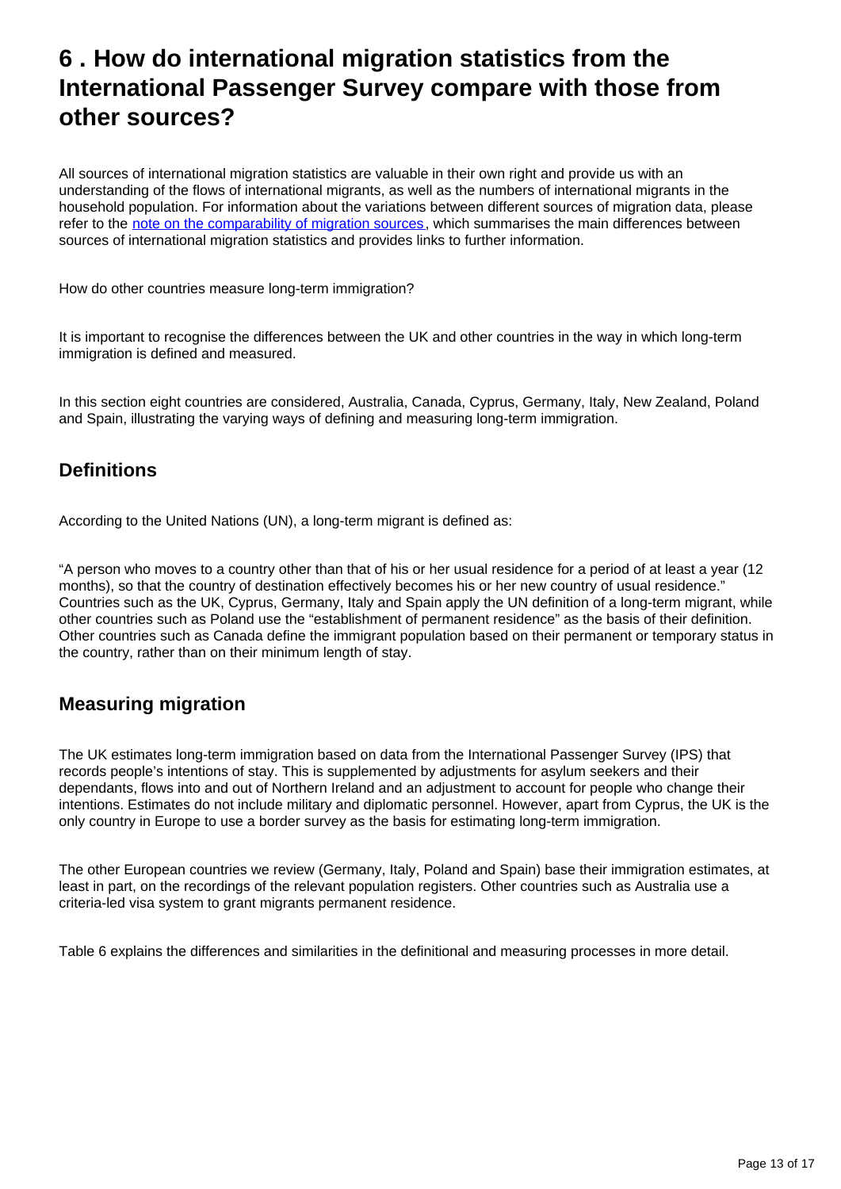# 6 . How do international migration statistics from the International Passenger Survey compare with those from other sources?

All sources of international migration statistics are valuable in their own right and provide us with an understanding of the flows of international migrants, as well as the numbers of international migrants in the household population. For information about the variations between different sources of migration data, please refer to the [note on the comparability of migration sources](), which summarises the main differences between sources of international migration statistics and provides links to further information.

How do other countries measure long-term immigration?

It is important to recognise the differences between the UK and other countries in the way in which long-term immigration is defined and measured.

In this section eight countries are considered, Australia, Canada, Cyprus, Germany, Italy, New Zealand, Poland and Spain, illustrating the varying ways of defining and measuring long-term immigration.

## Definitions

According to the United Nations (UN), a long-term migrant is defined as:

“A person who moves to a country other than that of his or her usual residence for a period of at least a year (12 months), so that the country of destination effectively becomes his or her new country of usual residence.” Countries such as the UK, Cyprus, Germany, Italy and Spain apply the UN definition of a long-term migrant, while other countries such as Poland use the “establishment of permanent residence” as the basis of their definition. Other countries such as Canada define the immigrant population based on their permanent or temporary status in the country, rather than on their minimum length of stay.

## Measuring migration

The UK estimates long-term immigration based on data from the International Passenger Survey (IPS) that records people’s intentions of stay. This is supplemented by adjustments for asylum seekers and their dependants, flows into and out of Northern Ireland and an adjustment to account for people who change their intentions. Estimates do not include military and diplomatic personnel. However, apart from Cyprus, the UK is the only country in Europe to use a border survey as the basis for estimating long-term immigration.

The other European countries we review (Germany, Italy, Poland and Spain) base their immigration estimates, at least in part, on the recordings of the relevant population registers. Other countries such as Australia use a criteria-led visa system to grant migrants permanent residence.

Table 6 explains the differences and similarities in the definitional and measuring processes in more detail.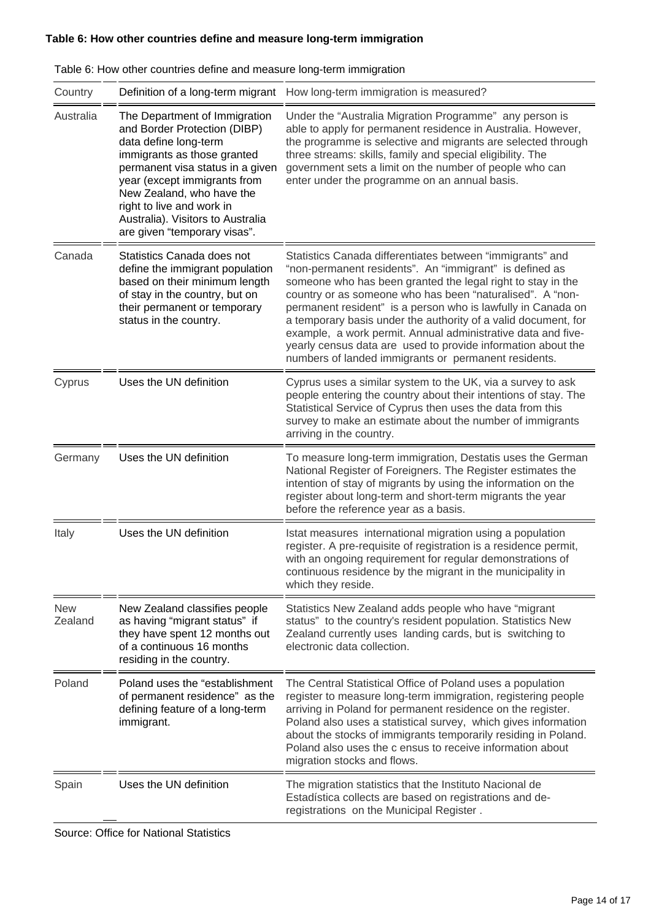**Table 6: How other countries define and measure long-term immigration**

Table 6: How other countries define and measure long-term immigration

| Country | Definition of a long-term migrant | How long-term immigration is measured? |
|---|---|---|
| Australia | The Department of Immigration and Border Protection (DIBP) data define long-term immigrants as those granted permanent visa status in a given year (except immigrants from New Zealand, who have the right to live and work in Australia). Visitors to Australia are given "temporary visas". | Under the "Australia Migration Programme" any person is able to apply for permanent residence in Australia. However, the programme is selective and migrants are selected through three streams: skills, family and special eligibility. The government sets a limit on the number of people who can enter under the programme on an annual basis. |
| Canada | Statistics Canada does not define the immigrant population based on their minimum length of stay in the country, but on their permanent or temporary status in the country. | Statistics Canada differentiates between "immigrants" and "non-permanent residents". An "immigrant" is defined as someone who has been granted the legal right to stay in the country or as someone who has been "naturalised". A "non-permanent resident" is a person who is lawfully in Canada on a temporary basis under the authority of a valid document, for example, a work permit. Annual administrative data and five-yearly census data are used to provide information about the numbers of landed immigrants or permanent residents. |
| Cyprus | Uses the UN definition | Cyprus uses a similar system to the UK, via a survey to ask people entering the country about their intentions of stay. The Statistical Service of Cyprus then uses the data from this survey to make an estimate about the number of immigrants arriving in the country. |
| Germany | Uses the UN definition | To measure long-term immigration, Destatis uses the German National Register of Foreigners. The Register estimates the intention of stay of migrants by using the information on the register about long-term and short-term migrants the year before the reference year as a basis. |
| Italy | Uses the UN definition | Istat measures international migration using a population register. A pre-requisite of registration is a residence permit, with an ongoing requirement for regular demonstrations of continuous residence by the migrant in the municipality in which they reside. |
| New Zealand | New Zealand classifies people as having "migrant status" if they have spent 12 months out of a continuous 16 months residing in the country. | Statistics New Zealand adds people who have "migrant status" to the country's resident population. Statistics New Zealand currently uses landing cards, but is switching to electronic data collection. |
| Poland | Poland uses the "establishment of permanent residence" as the defining feature of a long-term immigrant. | The Central Statistical Office of Poland uses a population register to measure long-term immigration, registering people arriving in Poland for permanent residence on the register. Poland also uses a statistical survey, which gives information about the stocks of immigrants temporarily residing in Poland. Poland also uses the c ensus to receive information about migration stocks and flows. |
| Spain | Uses the UN definition | The migration statistics that the Instituto Nacional de Estadística collects are based on registrations and de-registrations on the Municipal Register . |

Source: Office for National Statistics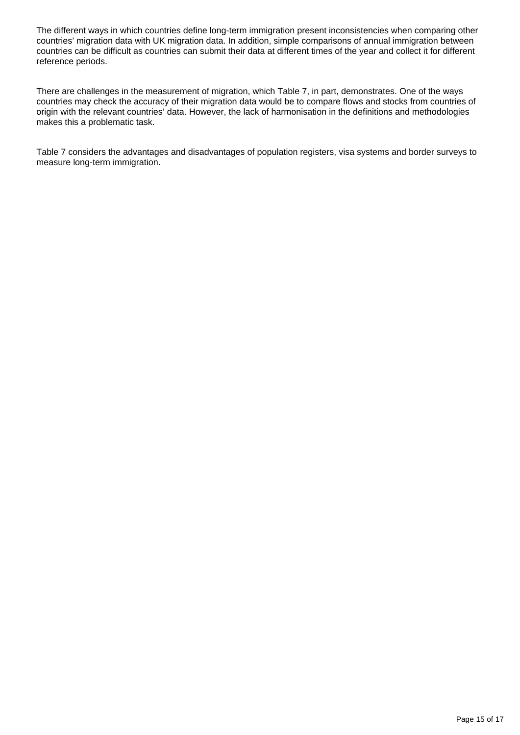The different ways in which countries define long-term immigration present inconsistencies when comparing other countries' migration data with UK migration data. In addition, simple comparisons of annual immigration between countries can be difficult as countries can submit their data at different times of the year and collect it for different reference periods.

There are challenges in the measurement of migration, which Table 7, in part, demonstrates. One of the ways countries may check the accuracy of their migration data would be to compare flows and stocks from countries of origin with the relevant countries' data. However, the lack of harmonisation in the definitions and methodologies makes this a problematic task.

Table 7 considers the advantages and disadvantages of population registers, visa systems and border surveys to measure long-term immigration.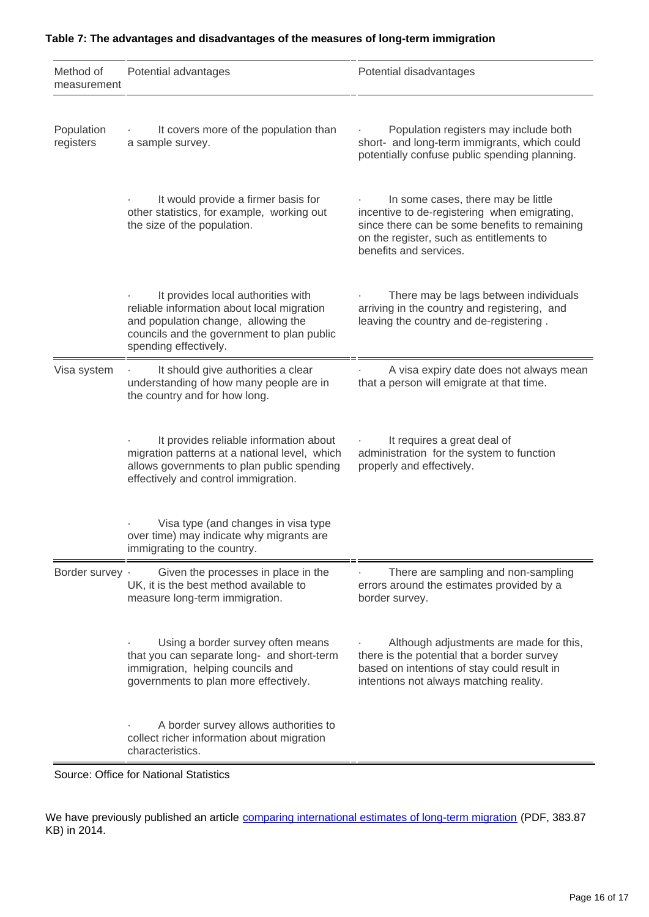**Table 7: The advantages and disadvantages of the measures of long-term immigration**

| Method of measurement | Potential advantages | Potential disadvantages |
|---|---|---|
| Population registers | · It covers more of the population than a sample survey. | · Population registers may include both short- and long-term immigrants, which could potentially confuse public spending planning. |
| | · It would provide a firmer basis for other statistics, for example, working out the size of the population. | · In some cases, there may be little incentive to de-registering when emigrating, since there can be some benefits to remaining on the register, such as entitlements to benefits and services. |
| | · It provides local authorities with reliable information about local migration and population change, allowing the councils and the government to plan public spending effectively. | · There may be lags between individuals arriving in the country and registering, and leaving the country and de-registering . |
| Visa system | · It should give authorities a clear understanding of how many people are in the country and for how long. | · A visa expiry date does not always mean that a person will emigrate at that time. |
| | · It provides reliable information about migration patterns at a national level, which allows governments to plan public spending effectively and control immigration. | · It requires a great deal of administration for the system to function properly and effectively. |
| | · Visa type (and changes in visa type over time) may indicate why migrants are immigrating to the country. | |
| Border survey | · Given the processes in place in the UK, it is the best method available to measure long-term immigration. | · There are sampling and non-sampling errors around the estimates provided by a border survey. |
| | · Using a border survey often means that you can separate long- and short-term immigration, helping councils and governments to plan more effectively. | · Although adjustments are made for this, there is the potential that a border survey based on intentions of stay could result in intentions not always matching reality. |
| | · A border survey allows authorities to collect richer information about migration characteristics. | |

Source: Office for National Statistics

We have previously published an article [comparing international estimates of long-term migration](#) (PDF, 383.87 KB) in 2014.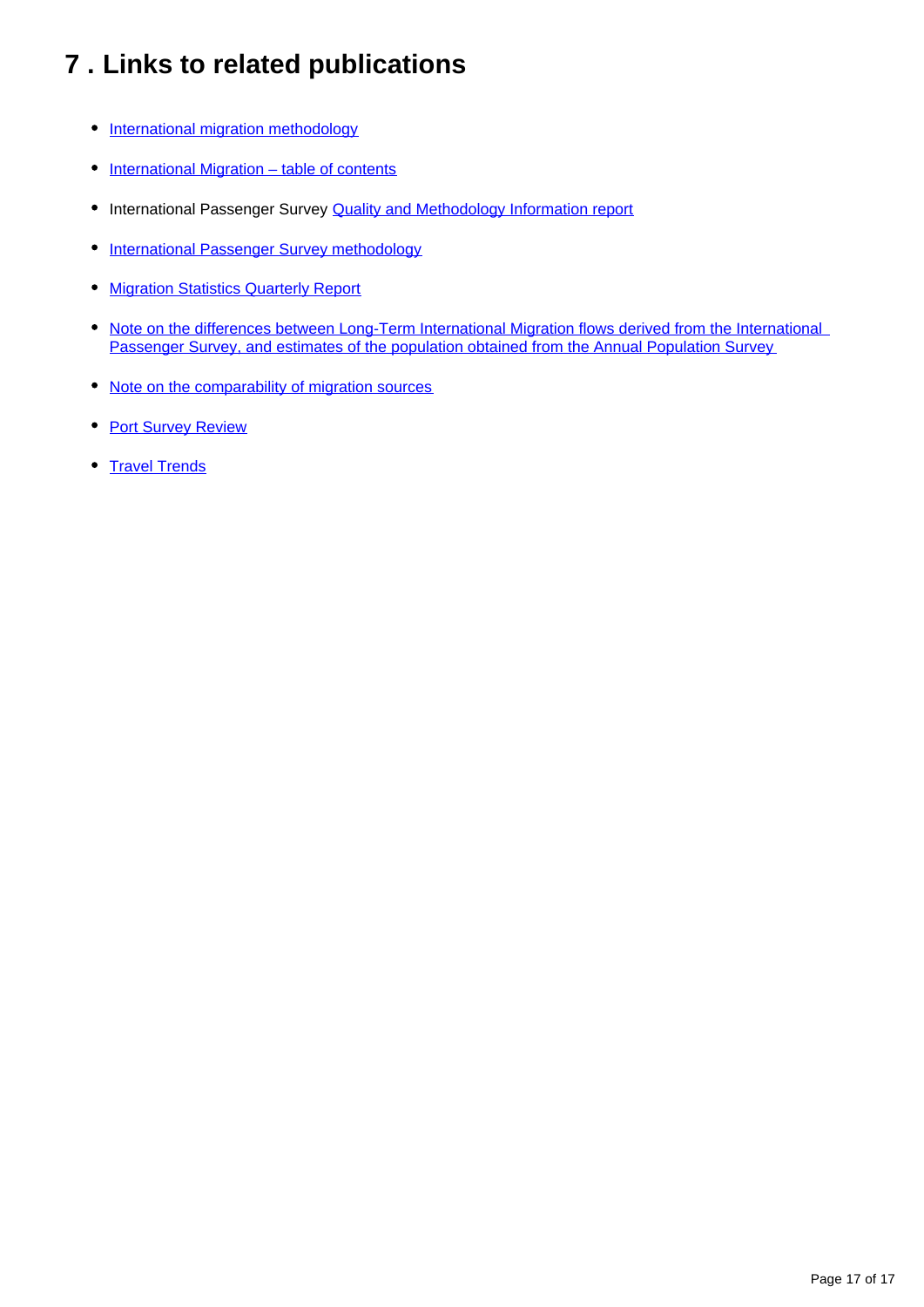## 7 . Links to related publications

- International migration methodology
- International Migration – table of contents
- International Passenger Survey Quality and Methodology Information report
- International Passenger Survey methodology
- Migration Statistics Quarterly Report
- Note on the differences between Long-Term International Migration flows derived from the International Passenger Survey, and estimates of the population obtained from the Annual Population Survey
- Note on the comparability of migration sources
- Port Survey Review
- Travel Trends